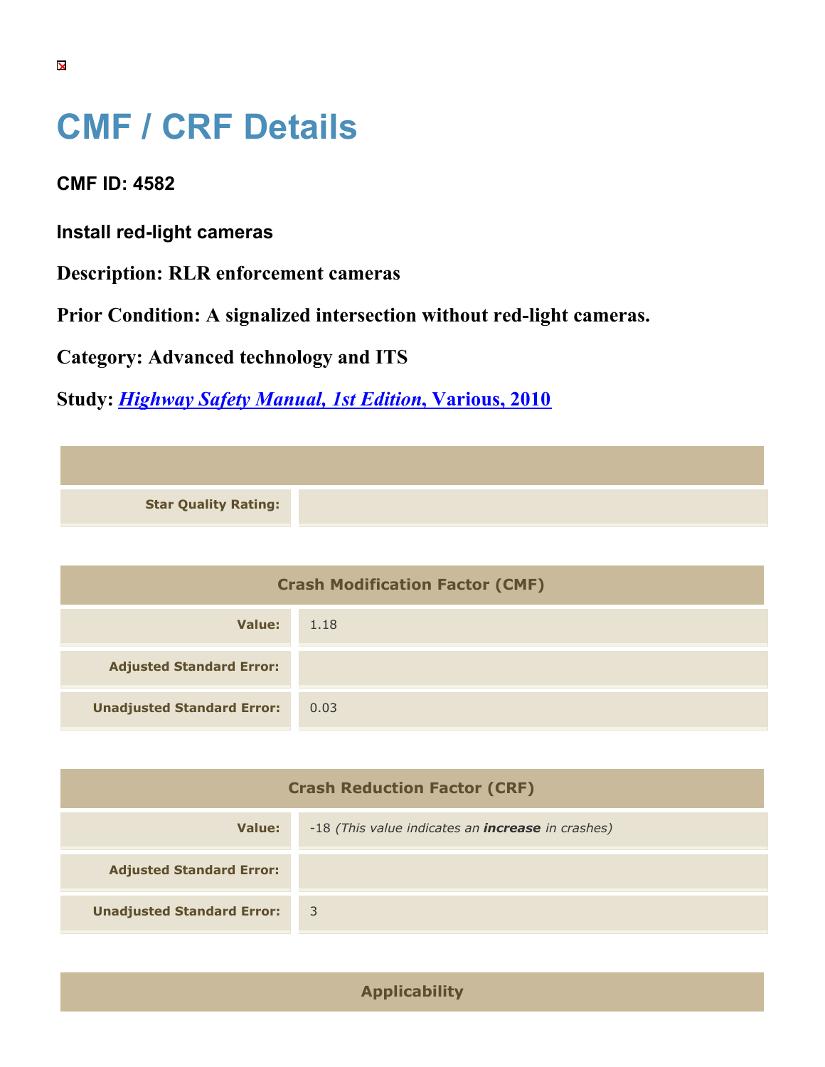# CMF / CRF Details

**CMF ID: 4582**

**Install red-light cameras**

**Description: RLR enforcement cameras**

**Prior Condition: A signalized intersection without red-light cameras.**

**Category: Advanced technology and ITS**

**Study: *Highway Safety Manual, 1st Edition*, Various, 2010**

| | |
|---|---|
| **Star Quality Rating:** | |

| Crash Modification Factor (CMF) | |
|---|---|
| **Value:** | 1.18 |
| **Adjusted Standard Error:** | |
| **Unadjusted Standard Error:** | 0.03 |

| Crash Reduction Factor (CRF) | |
|---|---|
| **Value:** | -18 *(This value indicates an **increase** in crashes)* |
| **Adjusted Standard Error:** | |
| **Unadjusted Standard Error:** | 3 |

| Applicability |
|---|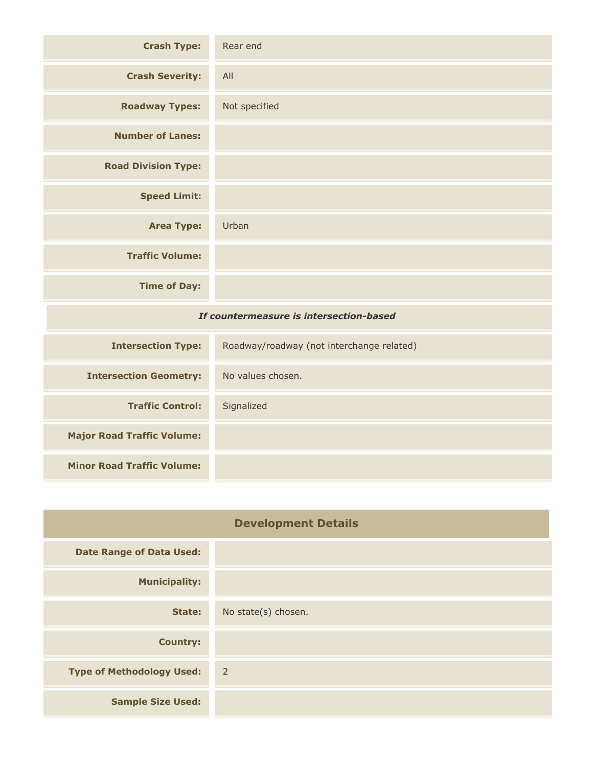| | |
|---|---|
| **Crash Type:** | Rear end |
| **Crash Severity:** | All |
| **Roadway Types:** | Not specified |
| **Number of Lanes:** | |
| **Road Division Type:** | |
| **Speed Limit:** | |
| **Area Type:** | Urban |
| **Traffic Volume:** | |
| **Time of Day:** | |
| ***If countermeasure is intersection-based*** | |
| **Intersection Type:** | Roadway/roadway (not interchange related) |
| **Intersection Geometry:** | No values chosen. |
| **Traffic Control:** | Signalized |
| **Major Road Traffic Volume:** | |
| **Minor Road Traffic Volume:** | |

## Development Details

| | |
|---|---|
| **Date Range of Data Used:** | |
| **Municipality:** | |
| **State:** | No state(s) chosen. |
| **Country:** | |
| **Type of Methodology Used:** | 2 |
| **Sample Size Used:** | |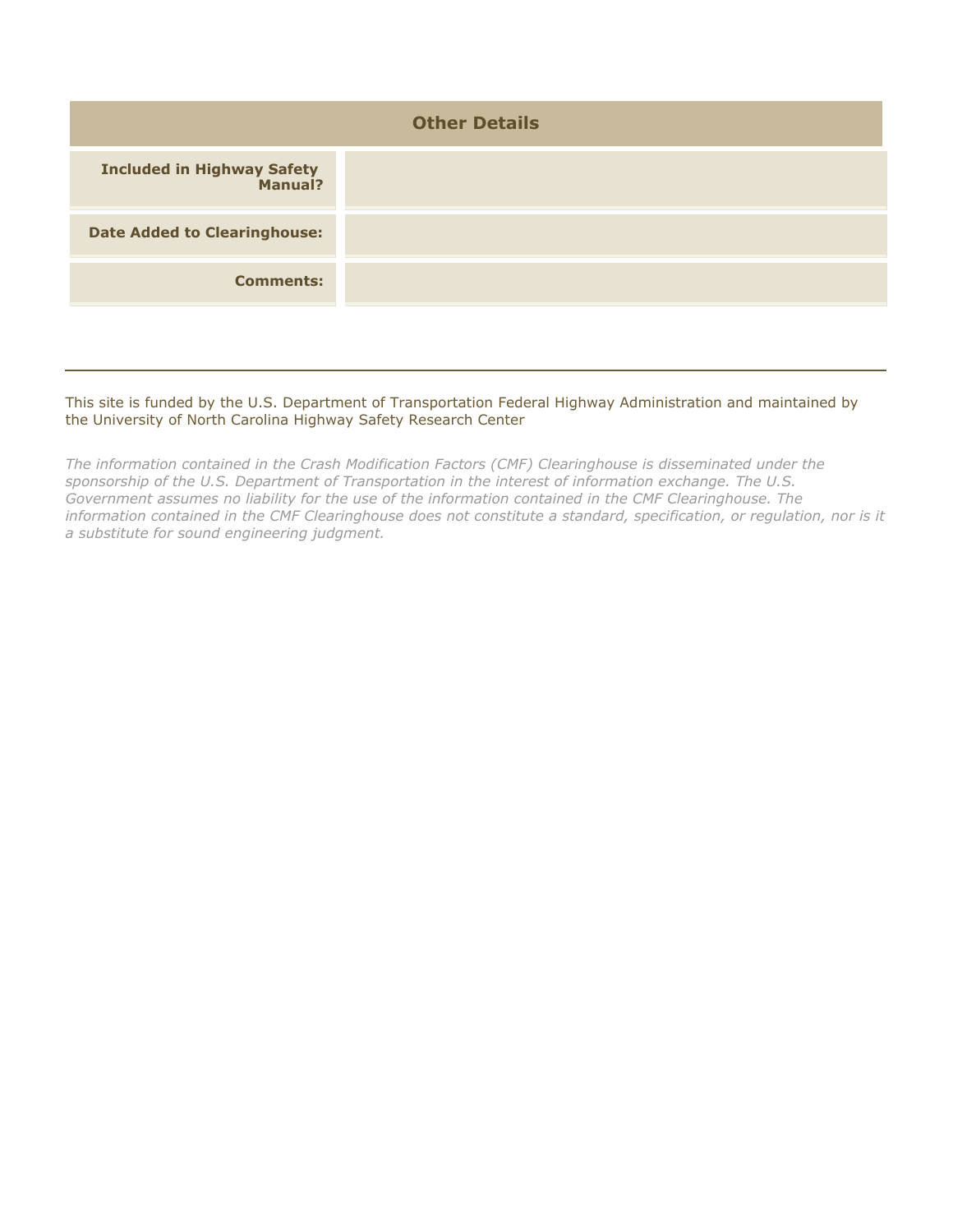## Other Details

| | |
|---|---|
| **Included in Highway Safety Manual?** | |
| **Date Added to Clearinghouse:** | |
| **Comments:** | |

---

This site is funded by the U.S. Department of Transportation Federal Highway Administration and maintained by the University of North Carolina Highway Safety Research Center

*The information contained in the Crash Modification Factors (CMF) Clearinghouse is disseminated under the sponsorship of the U.S. Department of Transportation in the interest of information exchange. The U.S. Government assumes no liability for the use of the information contained in the CMF Clearinghouse. The information contained in the CMF Clearinghouse does not constitute a standard, specification, or regulation, nor is it a substitute for sound engineering judgment.*